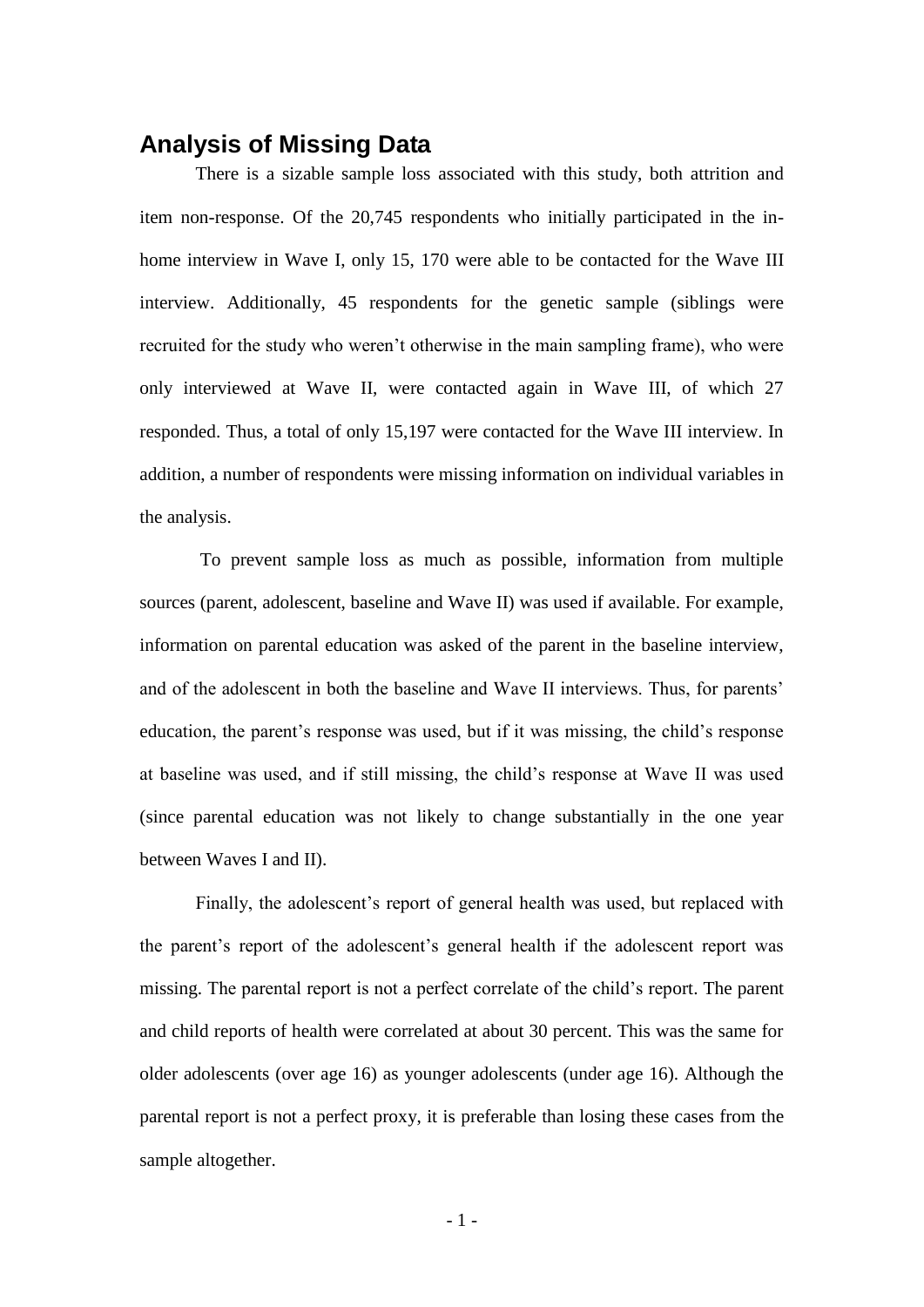## Analysis of Missing Data

There is a sizable sample loss associated with this study, both attrition and item non-response. Of the 20,745 respondents who initially participated in the in-home interview in Wave I, only 15, 170 were able to be contacted for the Wave III interview. Additionally, 45 respondents for the genetic sample (siblings were recruited for the study who weren't otherwise in the main sampling frame), who were only interviewed at Wave II, were contacted again in Wave III, of which 27 responded. Thus, a total of only 15,197 were contacted for the Wave III interview. In addition, a number of respondents were missing information on individual variables in the analysis.

To prevent sample loss as much as possible, information from multiple sources (parent, adolescent, baseline and Wave II) was used if available. For example, information on parental education was asked of the parent in the baseline interview, and of the adolescent in both the baseline and Wave II interviews. Thus, for parents' education, the parent's response was used, but if it was missing, the child's response at baseline was used, and if still missing, the child's response at Wave II was used (since parental education was not likely to change substantially in the one year between Waves I and II).

Finally, the adolescent's report of general health was used, but replaced with the parent's report of the adolescent's general health if the adolescent report was missing. The parental report is not a perfect correlate of the child's report. The parent and child reports of health were correlated at about 30 percent. This was the same for older adolescents (over age 16) as younger adolescents (under age 16). Although the parental report is not a perfect proxy, it is preferable than losing these cases from the sample altogether.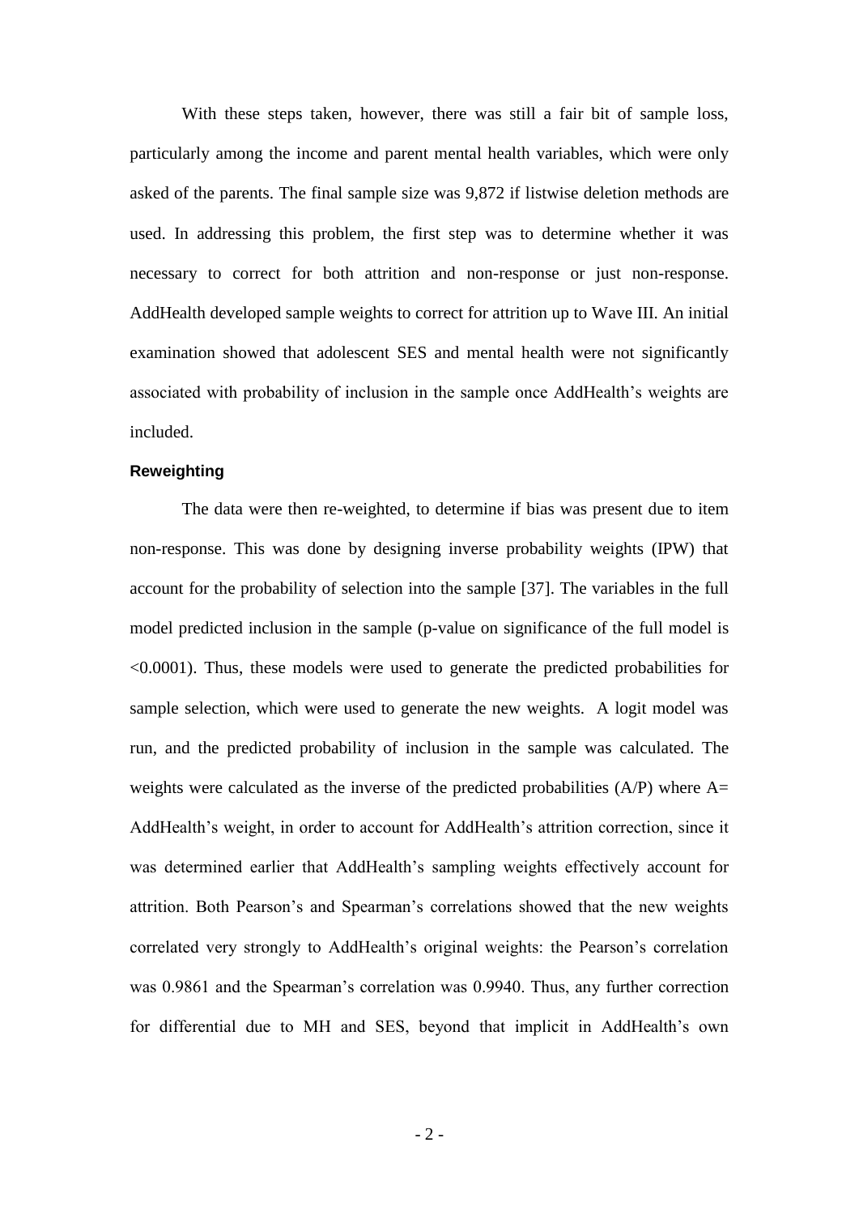With these steps taken, however, there was still a fair bit of sample loss, particularly among the income and parent mental health variables, which were only asked of the parents. The final sample size was 9,872 if listwise deletion methods are used. In addressing this problem, the first step was to determine whether it was necessary to correct for both attrition and non-response or just non-response. AddHealth developed sample weights to correct for attrition up to Wave III. An initial examination showed that adolescent SES and mental health were not significantly associated with probability of inclusion in the sample once AddHealth's weights are included.

#### Reweighting

The data were then re-weighted, to determine if bias was present due to item non-response. This was done by designing inverse probability weights (IPW) that account for the probability of selection into the sample [37]. The variables in the full model predicted inclusion in the sample (p-value on significance of the full model is <0.0001). Thus, these models were used to generate the predicted probabilities for sample selection, which were used to generate the new weights. A logit model was run, and the predicted probability of inclusion in the sample was calculated. The weights were calculated as the inverse of the predicted probabilities (A/P) where A= AddHealth's weight, in order to account for AddHealth's attrition correction, since it was determined earlier that AddHealth's sampling weights effectively account for attrition. Both Pearson's and Spearman's correlations showed that the new weights correlated very strongly to AddHealth's original weights: the Pearson's correlation was 0.9861 and the Spearman's correlation was 0.9940. Thus, any further correction for differential due to MH and SES, beyond that implicit in AddHealth's own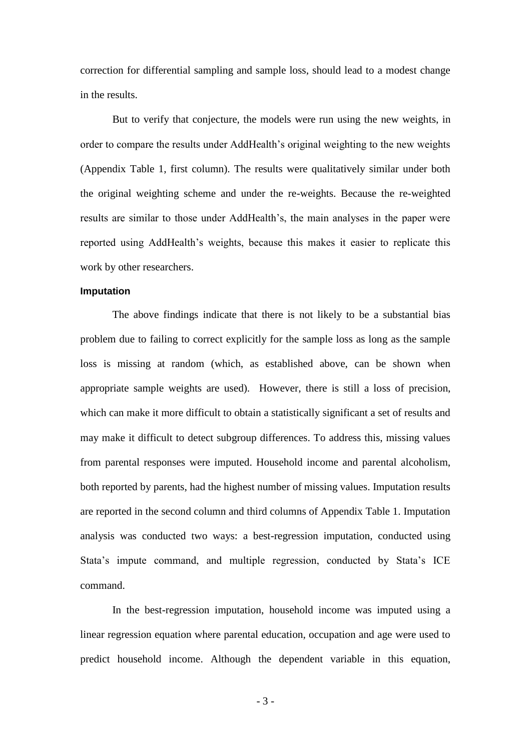correction for differential sampling and sample loss, should lead to a modest change in the results.

But to verify that conjecture, the models were run using the new weights, in order to compare the results under AddHealth's original weighting to the new weights (Appendix Table 1, first column). The results were qualitatively similar under both the original weighting scheme and under the re-weights. Because the re-weighted results are similar to those under AddHealth's, the main analyses in the paper were reported using AddHealth's weights, because this makes it easier to replicate this work by other researchers.

#### Imputation

The above findings indicate that there is not likely to be a substantial bias problem due to failing to correct explicitly for the sample loss as long as the sample loss is missing at random (which, as established above, can be shown when appropriate sample weights are used). However, there is still a loss of precision, which can make it more difficult to obtain a statistically significant a set of results and may make it difficult to detect subgroup differences. To address this, missing values from parental responses were imputed. Household income and parental alcoholism, both reported by parents, had the highest number of missing values. Imputation results are reported in the second column and third columns of Appendix Table 1. Imputation analysis was conducted two ways: a best-regression imputation, conducted using Stata's impute command, and multiple regression, conducted by Stata's ICE command.

In the best-regression imputation, household income was imputed using a linear regression equation where parental education, occupation and age were used to predict household income. Although the dependent variable in this equation,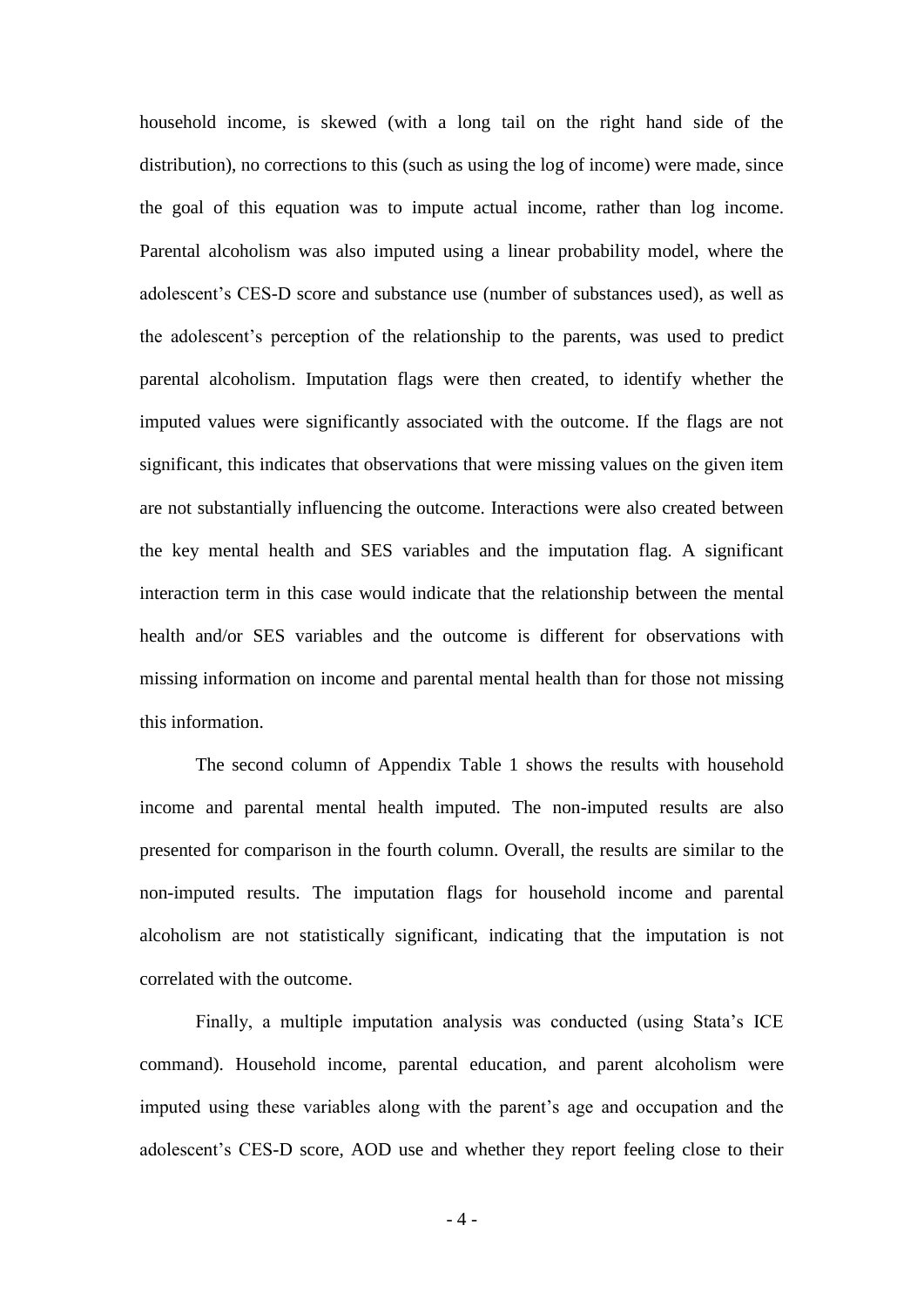household income, is skewed (with a long tail on the right hand side of the distribution), no corrections to this (such as using the log of income) were made, since the goal of this equation was to impute actual income, rather than log income. Parental alcoholism was also imputed using a linear probability model, where the adolescent's CES-D score and substance use (number of substances used), as well as the adolescent's perception of the relationship to the parents, was used to predict parental alcoholism. Imputation flags were then created, to identify whether the imputed values were significantly associated with the outcome. If the flags are not significant, this indicates that observations that were missing values on the given item are not substantially influencing the outcome. Interactions were also created between the key mental health and SES variables and the imputation flag. A significant interaction term in this case would indicate that the relationship between the mental health and/or SES variables and the outcome is different for observations with missing information on income and parental mental health than for those not missing this information.

The second column of Appendix Table 1 shows the results with household income and parental mental health imputed. The non-imputed results are also presented for comparison in the fourth column. Overall, the results are similar to the non-imputed results. The imputation flags for household income and parental alcoholism are not statistically significant, indicating that the imputation is not correlated with the outcome.

Finally, a multiple imputation analysis was conducted (using Stata's ICE command). Household income, parental education, and parent alcoholism were imputed using these variables along with the parent's age and occupation and the adolescent's CES-D score, AOD use and whether they report feeling close to their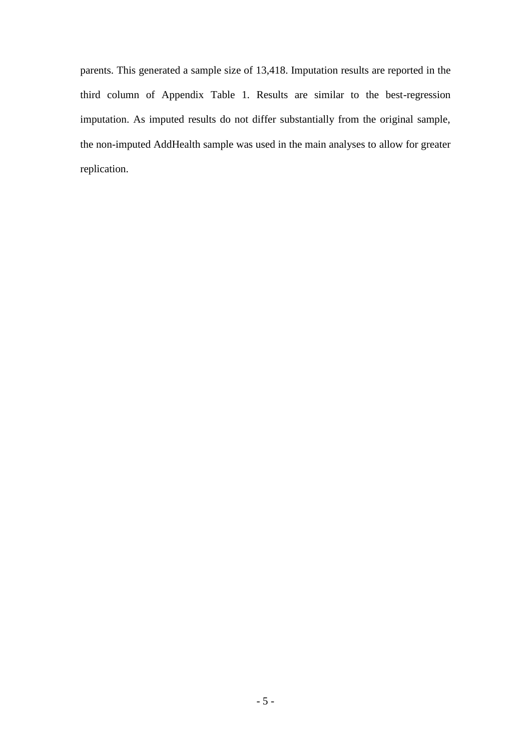parents. This generated a sample size of 13,418. Imputation results are reported in the third column of Appendix Table 1. Results are similar to the best-regression imputation. As imputed results do not differ substantially from the original sample, the non-imputed AddHealth sample was used in the main analyses to allow for greater replication.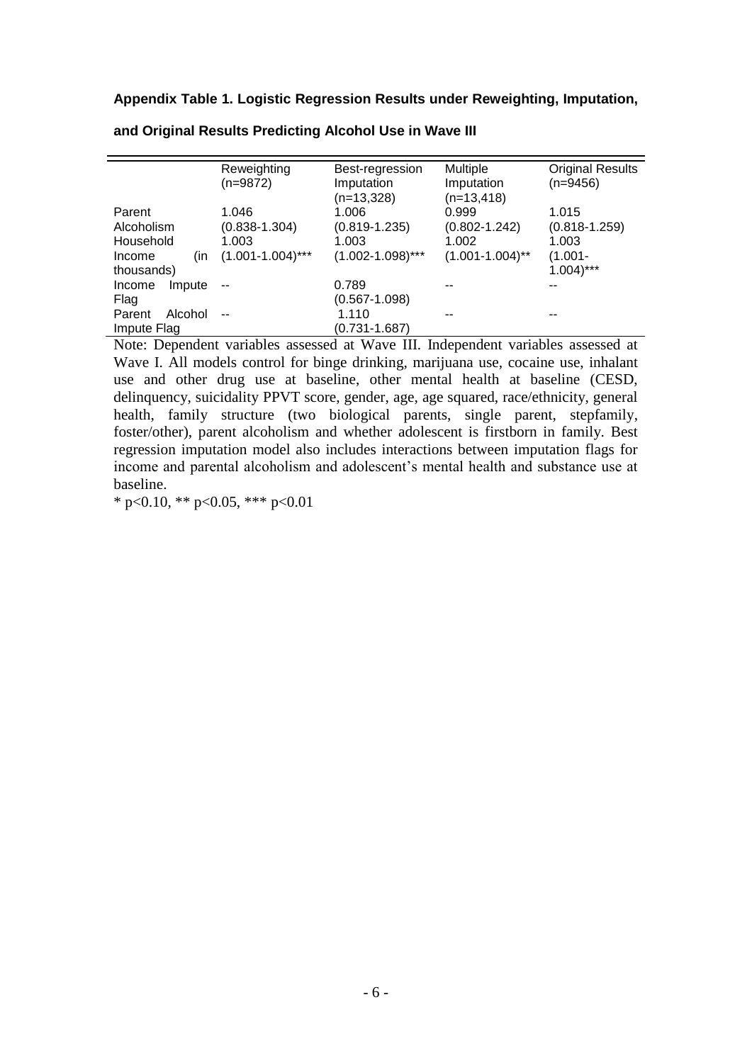**Appendix Table 1. Logistic Regression Results under Reweighting, Imputation, and Original Results Predicting Alcohol Use in Wave III**

| | Reweighting (n=9872) | Best-regression Imputation (n=13,328) | Multiple Imputation (n=13,418) | Original Results (n=9456) |
|---|---|---|---|---|
| Parent Alcoholism | 1.046 (0.838-1.304) | 1.006 (0.819-1.235) | 0.999 (0.802-1.242) | 1.015 (0.818-1.259) |
| Household Income (in thousands) | 1.003 (1.001-1.004)*** | 1.003 (1.002-1.098)*** | 1.002 (1.001-1.004)** | 1.003 (1.001-1.004)*** |
| Income Impute Flag | -- | 0.789 (0.567-1.098) | -- | -- |
| Parent Alcohol Impute Flag | -- | 1.110 (0.731-1.687) | -- | -- |

Note: Dependent variables assessed at Wave III. Independent variables assessed at Wave I. All models control for binge drinking, marijuana use, cocaine use, inhalant use and other drug use at baseline, other mental health at baseline (CESD, delinquency, suicidality PPVT score, gender, age, age squared, race/ethnicity, general health, family structure (two biological parents, single parent, stepfamily, foster/other), parent alcoholism and whether adolescent is firstborn in family. Best regression imputation model also includes interactions between imputation flags for income and parental alcoholism and adolescent's mental health and substance use at baseline.

* $p<0.10$, ** $p<0.05$, *** $p<0.01$